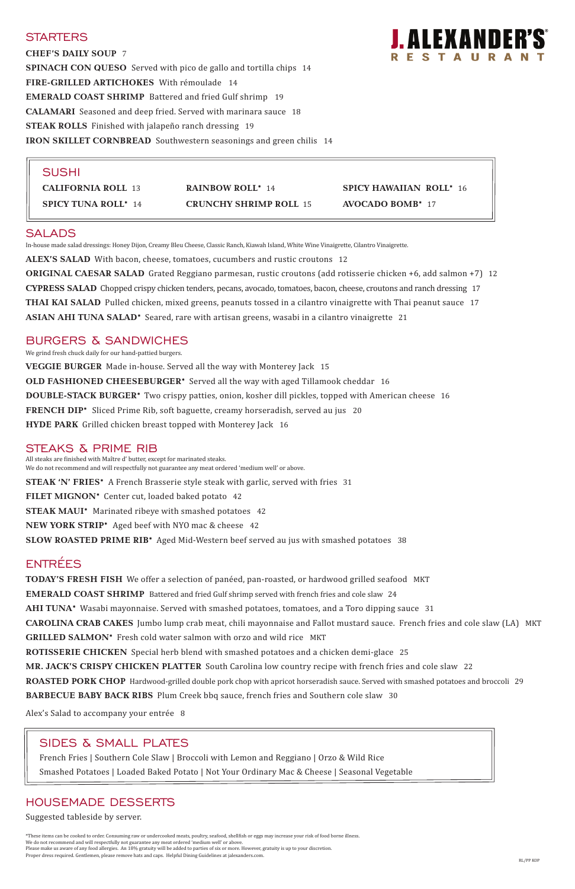# J. ALEXANDER'S RESTAURANT

## STARTERS

**CHEF'S DAILY SOUP** 7

**SPINACH CON QUESO** Served with pico de gallo and tortilla chips 14

**FIRE-GRILLED ARTICHOKES** With rémoulade 14

**EMERALD COAST SHRIMP** Battered and fried Gulf shrimp 19

**CALAMARI** Seasoned and deep fried. Served with marinara sauce 18

**STEAK ROLLS** Finished with jalapeño ranch dressing 19

**IRON SKILLET CORNBREAD** Southwestern seasonings and green chilis 14

## SUSHI

**CALIFORNIA ROLL** 13

**SPICY TUNA ROLL*** 14

**RAINBOW ROLL*** 14

**CRUNCHY SHRIMP ROLL** 15

**SPICY HAWAIIAN ROLL*** 16

**AVOCADO BOMB*** 17

## SALADS

In-house made salad dressings: Honey Dijon, Creamy Bleu Cheese, Classic Ranch, Kiawah Island, White Wine Vinaigrette, Cilantro Vinaigrette.

**ALEX'S SALAD** With bacon, cheese, tomatoes, cucumbers and rustic croutons 12

**ORIGINAL CAESAR SALAD** Grated Reggiano parmesan, rustic croutons (add rotisserie chicken +6, add salmon +7) 12

**CYPRESS SALAD** Chopped crispy chicken tenders, pecans, avocado, tomatoes, bacon, cheese, croutons and ranch dressing 17

**THAI KAI SALAD** Pulled chicken, mixed greens, peanuts tossed in a cilantro vinaigrette with Thai peanut sauce 17

**ASIAN AHI TUNA SALAD*** Seared, rare with artisan greens, wasabi in a cilantro vinaigrette 21

## BURGERS & SANDWICHES

We grind fresh chuck daily for our hand-pattied burgers.

**VEGGIE BURGER** Made in-house. Served all the way with Monterey Jack 15

**OLD FASHIONED CHEESEBURGER*** Served all the way with aged Tillamook cheddar 16

**DOUBLE-STACK BURGER*** Two crispy patties, onion, kosher dill pickles, topped with American cheese 16

**FRENCH DIP*** Sliced Prime Rib, soft baguette, creamy horseradish, served au jus 20

**HYDE PARK** Grilled chicken breast topped with Monterey Jack 16

## STEAKS & PRIME RIB

All steaks are finished with Maître d' butter, except for marinated steaks.
We do not recommend and will respectfully not guarantee any meat ordered 'medium well' or above.

**STEAK 'N' FRIES*** A French Brasserie style steak with garlic, served with fries 31

**FILET MIGNON*** Center cut, loaded baked potato 42

**STEAK MAUI*** Marinated ribeye with smashed potatoes 42

**NEW YORK STRIP*** Aged beef with NYO mac & cheese 42

**SLOW ROASTED PRIME RIB*** Aged Mid-Western beef served au jus with smashed potatoes 38

## ENTRÉES

**TODAY'S FRESH FISH** We offer a selection of panéed, pan-roasted, or hardwood grilled seafood MKT

**EMERALD COAST SHRIMP** Battered and fried Gulf shrimp served with french fries and cole slaw 24

**AHI TUNA*** Wasabi mayonnaise. Served with smashed potatoes, tomatoes, and a Toro dipping sauce 31

**CAROLINA CRAB CAKES** Jumbo lump crab meat, chili mayonnaise and Fallot mustard sauce. French fries and cole slaw (LA) MKT

**GRILLED SALMON*** Fresh cold water salmon with orzo and wild rice MKT

**ROTISSERIE CHICKEN** Special herb blend with smashed potatoes and a chicken demi-glace 25

**MR. JACK'S CRISPY CHICKEN PLATTER** South Carolina low country recipe with french fries and cole slaw 22

**ROASTED PORK CHOP** Hardwood-grilled double pork chop with apricot horseradish sauce. Served with smashed potatoes and broccoli 29

**BARBECUE BABY BACK RIBS** Plum Creek bbq sauce, french fries and Southern cole slaw 30

Alex's Salad to accompany your entrée 8

## SIDES & SMALL PLATES

French Fries | Southern Cole Slaw | Broccoli with Lemon and Reggiano | Orzo & Wild Rice
Smashed Potatoes | Loaded Baked Potato | Not Your Ordinary Mac & Cheese | Seasonal Vegetable

## HOUSEMADE DESSERTS

Suggested tableside by server.

*These items can be cooked to order. Consuming raw or undercooked meats, poultry, seafood, shellfish or eggs may increase your risk of food borne illness.
We do not recommend and will respectfully not guarantee any meat ordered 'medium well' or above.
Please make us aware of any food allergies. An 18% gratuity will be added to parties of six or more. However, gratuity is up to your discretion.
Proper dress required. Gentlemen, please remove hats and caps. Helpful Dining Guidelines at jalexanders.com.

RL/PP KDP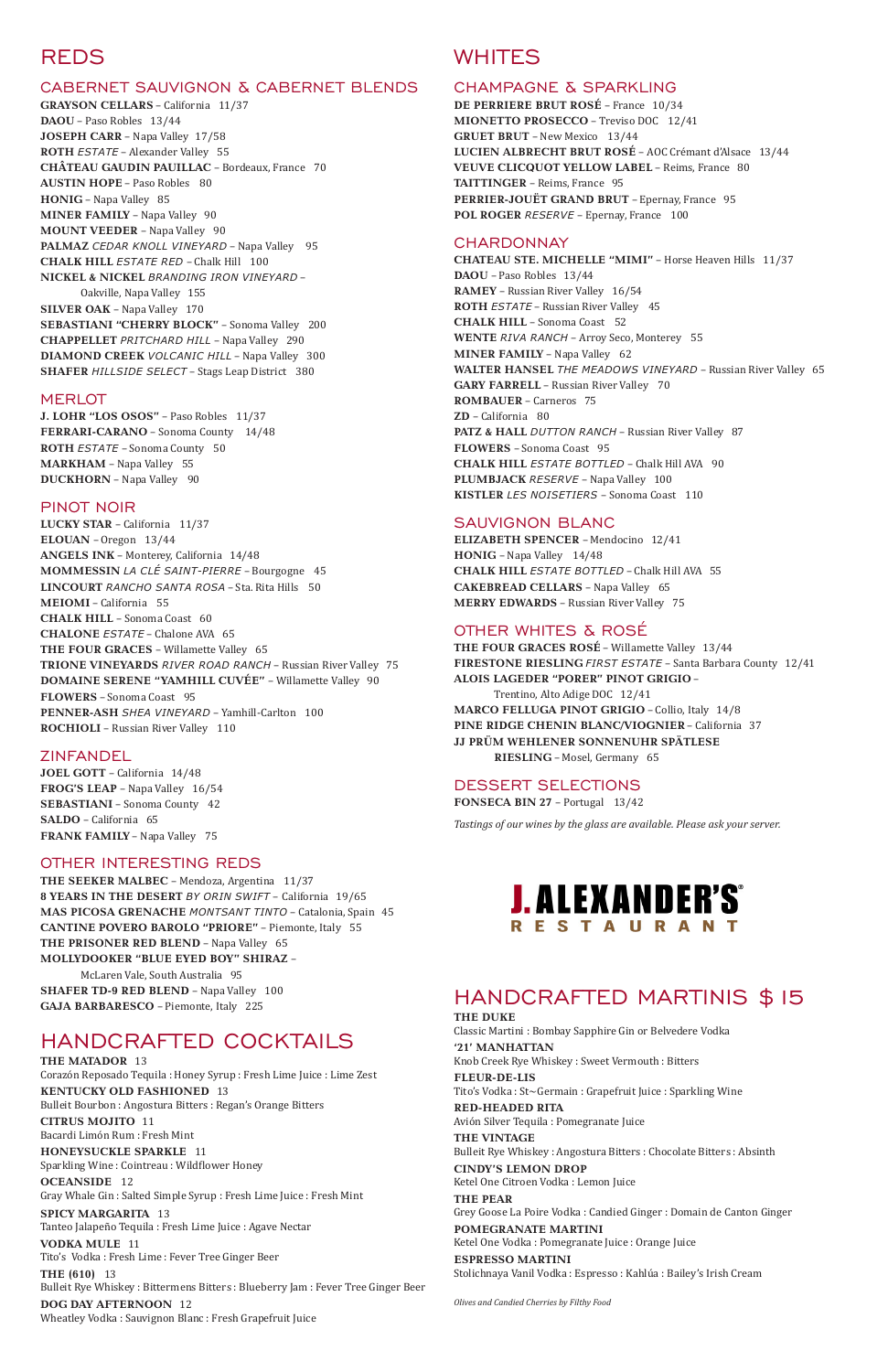# REDS

## CABERNET SAUVIGNON & CABERNET BLENDS

**GRAYSON CELLARS** – California 11/37
**DAOU** – Paso Robles 13/44
**JOSEPH CARR** – Napa Valley 17/58
**ROTH** *ESTATE* – Alexander Valley 55
**CHÂTEAU GAUDIN PAUILLAC** – Bordeaux, France 70
**AUSTIN HOPE** – Paso Robles 80
**HONIG** – Napa Valley 85
**MINER FAMILY** – Napa Valley 90
**MOUNT VEEDER** – Napa Valley 90
**PALMAZ** *CEDAR KNOLL VINEYARD* – Napa Valley 95
**CHALK HILL** *ESTATE RED* – Chalk Hill 100
**NICKEL & NICKEL** *BRANDING IRON VINEYARD* – Oakville, Napa Valley 155
**SILVER OAK** – Napa Valley 170
**SEBASTIANI "CHERRY BLOCK"** – Sonoma Valley 200
**CHAPPELLET** *PRITCHARD HILL* – Napa Valley 290
**DIAMOND CREEK** *VOLCANIC HILL* – Napa Valley 300
**SHAFER** *HILLSIDE SELECT* – Stags Leap District 380

## MERLOT

**J. LOHR "LOS OSOS"** – Paso Robles 11/37
**FERRARI-CARANO** – Sonoma County 14/48
**ROTH** *ESTATE* – Sonoma County 50
**MARKHAM** – Napa Valley 55
**DUCKHORN** – Napa Valley 90

## PINOT NOIR

**LUCKY STAR** – California 11/37
**ELOUAN** – Oregon 13/44
**ANGELS INK** – Monterey, California 14/48
**MOMMESSIN** *LA CLÉ SAINT-PIERRE* – Bourgogne 45
**LINCOURT** *RANCHO SANTA ROSA* – Sta. Rita Hills 50
**MEIOMI** – California 55
**CHALK HILL** – Sonoma Coast 60
**CHALONE** *ESTATE* – Chalone AVA 65
**THE FOUR GRACES** – Willamette Valley 65
**TRIONE VINEYARDS** *RIVER ROAD RANCH* – Russian River Valley 75
**DOMAINE SERENE "YAMHILL CUVÉE"** – Willamette Valley 90
**FLOWERS** – Sonoma Coast 95
**PENNER-ASH** *SHEA VINEYARD* – Yamhill-Carlton 100
**ROCHIOLI** – Russian River Valley 110

## ZINFANDEL

**JOEL GOTT** – California 14/48
**FROG'S LEAP** – Napa Valley 16/54
**SEBASTIANI** – Sonoma County 42
**SALDO** – California 65
**FRANK FAMILY** – Napa Valley 75

## OTHER INTERESTING REDS

**THE SEEKER MALBEC** – Mendoza, Argentina 11/37
**8 YEARS IN THE DESERT** *BY ORIN SWIFT* – California 19/65
**MAS PICOSA GRENACHE** *MONTSANT TINTO* – Catalonia, Spain 45
**CANTINE POVERO BAROLO "PRIORE"** – Piemonte, Italy 55
**THE PRISONER RED BLEND** – Napa Valley 65
**MOLLYDOOKER "BLUE EYED BOY" SHIRAZ** – McLaren Vale, South Australia 95
**SHAFER TD-9 RED BLEND** – Napa Valley 100
**GAJA BARBARESCO** – Piemonte, Italy 225

# HANDCRAFTED COCKTAILS

**THE MATADOR** 13
Corazón Reposado Tequila : Honey Syrup : Fresh Lime Juice : Lime Zest

**KENTUCKY OLD FASHIONED** 13
Bulleit Bourbon : Angostura Bitters : Regan's Orange Bitters

**CITRUS MOJITO** 11
Bacardi Limón Rum : Fresh Mint

**HONEYSUCKLE SPARKLE** 11
Sparkling Wine : Cointreau : Wildflower Honey

**OCEANSIDE** 12
Gray Whale Gin : Salted Simple Syrup : Fresh Lime Juice : Fresh Mint

**SPICY MARGARITA** 13
Tanteo Jalapeño Tequila : Fresh Lime Juice : Agave Nectar

**VODKA MULE** 11
Tito's Vodka : Fresh Lime : Fever Tree Ginger Beer

**THE (610)** 13
Bulleit Rye Whiskey : Bittermens Bitters : Blueberry Jam : Fever Tree Ginger Beer

**DOG DAY AFTERNOON** 12
Wheatley Vodka : Sauvignon Blanc : Fresh Grapefruit Juice

# WHITES

## CHAMPAGNE & SPARKLING

**DE PERRIERE BRUT ROSÉ** – France 10/34
**MIONETTO PROSECCO** – Treviso DOC 12/41
**GRUET BRUT** – New Mexico 13/44
**LUCIEN ALBRECHT BRUT ROSÉ** – AOC Crémant d'Alsace 13/44
**VEUVE CLICQUOT YELLOW LABEL** – Reims, France 80
**TAITTINGER** – Reims, France 95
**PERRIER-JOUËT GRAND BRUT** – Epernay, France 95
**POL ROGER** *RESERVE* – Epernay, France 100

## CHARDONNAY

**CHATEAU STE. MICHELLE "MIMI"** – Horse Heaven Hills 11/37
**DAOU** – Paso Robles 13/44
**RAMEY** – Russian River Valley 16/54
**ROTH** *ESTATE* – Russian River Valley 45
**CHALK HILL** – Sonoma Coast 52
**WENTE** *RIVA RANCH* – Arroy Seco, Monterey 55
**MINER FAMILY** – Napa Valley 62
**WALTER HANSEL** *THE MEADOWS VINEYARD* – Russian River Valley 65
**GARY FARRELL** – Russian River Valley 70
**ROMBAUER** – Carneros 75
**ZD** – California 80
**PATZ & HALL** *DUTTON RANCH* – Russian River Valley 87
**FLOWERS** – Sonoma Coast 95
**CHALK HILL** *ESTATE BOTTLED* – Chalk Hill AVA 90
**PLUMBJACK** *RESERVE* – Napa Valley 100
**KISTLER** *LES NOISETIERS* – Sonoma Coast 110

## SAUVIGNON BLANC

**ELIZABETH SPENCER** – Mendocino 12/41
**HONIG** – Napa Valley 14/48
**CHALK HILL** *ESTATE BOTTLED* – Chalk Hill AVA 55
**CAKEBREAD CELLARS** – Napa Valley 65
**MERRY EDWARDS** – Russian River Valley 75

## OTHER WHITES & ROSÉ

**THE FOUR GRACES ROSÉ** – Willamette Valley 13/44
**FIRESTONE RIESLING** *FIRST ESTATE* – Santa Barbara County 12/41
**ALOIS LAGEDER "PORER" PINOT GRIGIO** – Trentino, Alto Adige DOC 12/41
**MARCO FELLUGA PINOT GRIGIO** – Collio, Italy 14/8
**PINE RIDGE CHENIN BLANC/VIOGNIER** – California 37
**JJ PRÜM WEHLENER SONNENUHR SPÄTLESE RIESLING** – Mosel, Germany 65

## DESSERT SELECTIONS

**FONSECA BIN 27** – Portugal 13/42

*Tastings of our wines by the glass are available. Please ask your server.*

J. ALEXANDER'S®
RESTAURANT

# HANDCRAFTED MARTINIS $ 15

**THE DUKE**
Classic Martini : Bombay Sapphire Gin or Belvedere Vodka

**'21' MANHATTAN**
Knob Creek Rye Whiskey : Sweet Vermouth : Bitters

**FLEUR-DE-LIS**
Tito's Vodka : St~Germain : Grapefruit Juice : Sparkling Wine

**RED-HEADED RITA**
Avión Silver Tequila : Pomegranate Juice

**THE VINTAGE**
Bulleit Rye Whiskey : Angostura Bitters : Chocolate Bitters : Absinth

**CINDY'S LEMON DROP**
Ketel One Citroen Vodka : Lemon Juice

**THE PEAR**
Grey Goose La Poire Vodka : Candied Ginger : Domain de Canton Ginger

**POMEGRANATE MARTINI**
Ketel One Vodka : Pomegranate Juice : Orange Juice

**ESPRESSO MARTINI**
Stolichnaya Vanil Vodka : Espresso : Kahlúa : Bailey's Irish Cream

*Olives and Candied Cherries by Filthy Food*